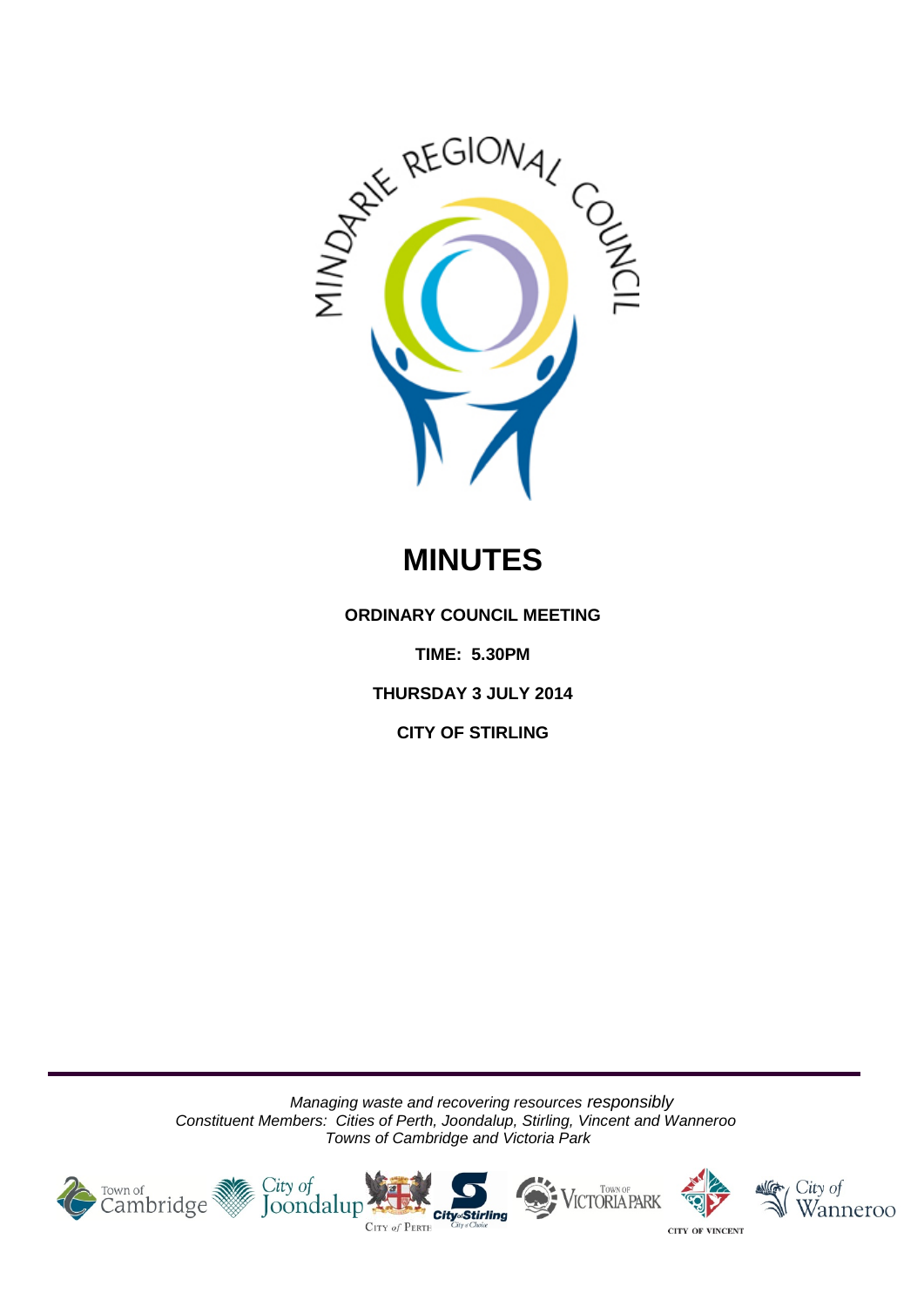# MINUTES

**ORDINARY COUNCIL MEETING**

**TIME: 5.30PM**

**THURSDAY 3 JULY 2014**

**CITY OF STIRLING**

*Managing waste and recovering resources responsibly*
*Constituent Members: Cities of Perth, Joondalup, Stirling, Vincent and Wanneroo*
*Towns of Cambridge and Victoria Park*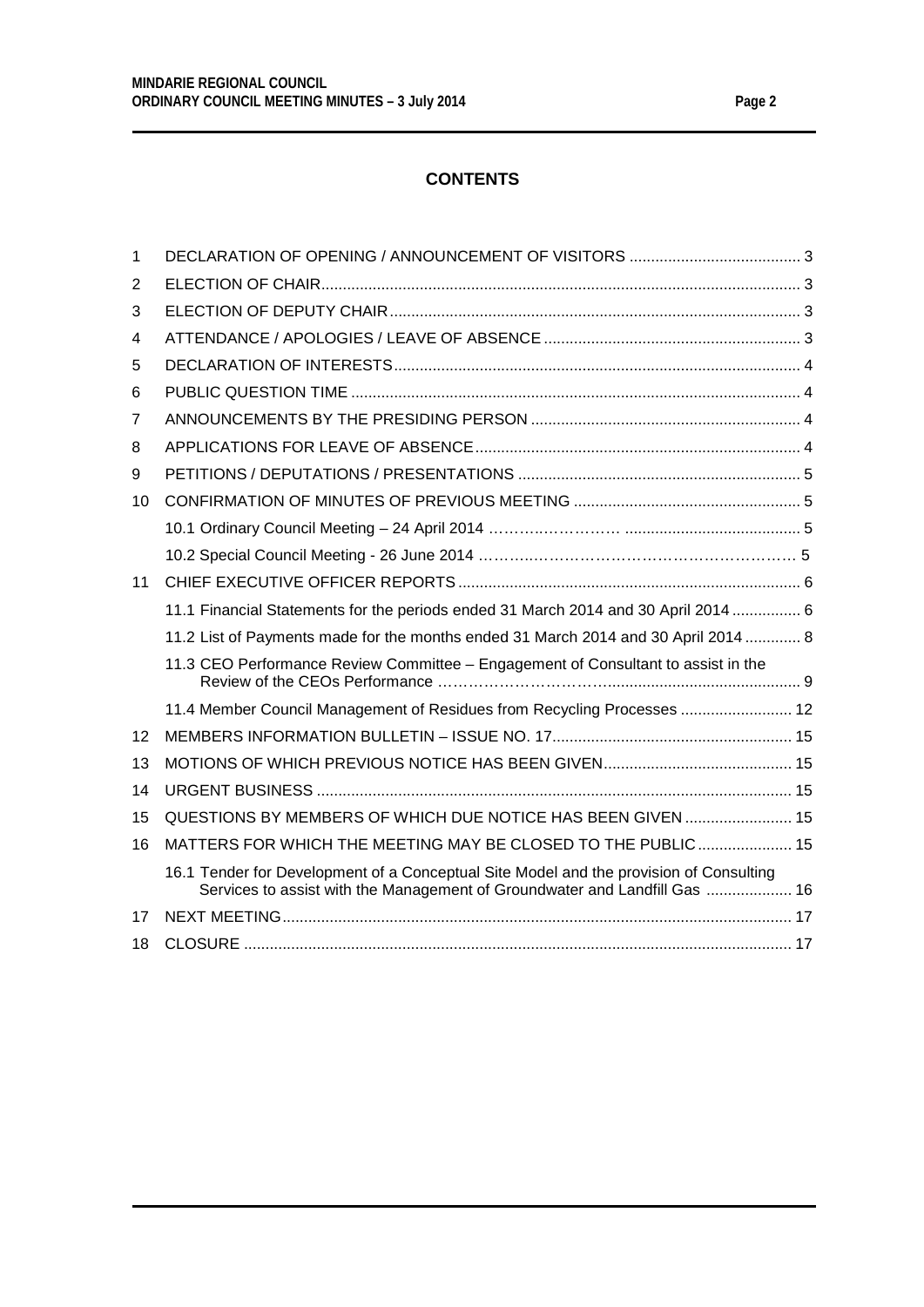## CONTENTS

| | | |
|---|---|---|
| 1 | DECLARATION OF OPENING / ANNOUNCEMENT OF VISITORS | 3 |
| 2 | ELECTION OF CHAIR | 3 |
| 3 | ELECTION OF DEPUTY CHAIR | 3 |
| 4 | ATTENDANCE / APOLOGIES / LEAVE OF ABSENCE | 3 |
| 5 | DECLARATION OF INTERESTS | 4 |
| 6 | PUBLIC QUESTION TIME | 4 |
| 7 | ANNOUNCEMENTS BY THE PRESIDING PERSON | 4 |
| 8 | APPLICATIONS FOR LEAVE OF ABSENCE | 4 |
| 9 | PETITIONS / DEPUTATIONS / PRESENTATIONS | 5 |
| 10 | CONFIRMATION OF MINUTES OF PREVIOUS MEETING | 5 |
| | 10.1 Ordinary Council Meeting – 24 April 2014 | 5 |
| | 10.2 Special Council Meeting - 26 June 2014 | 5 |
| 11 | CHIEF EXECUTIVE OFFICER REPORTS | 6 |
| | 11.1 Financial Statements for the periods ended 31 March 2014 and 30 April 2014 | 6 |
| | 11.2 List of Payments made for the months ended 31 March 2014 and 30 April 2014 | 8 |
| | 11.3 CEO Performance Review Committee – Engagement of Consultant to assist in the Review of the CEOs Performance | 9 |
| | 11.4 Member Council Management of Residues from Recycling Processes | 12 |
| 12 | MEMBERS INFORMATION BULLETIN – ISSUE NO. 17 | 15 |
| 13 | MOTIONS OF WHICH PREVIOUS NOTICE HAS BEEN GIVEN | 15 |
| 14 | URGENT BUSINESS | 15 |
| 15 | QUESTIONS BY MEMBERS OF WHICH DUE NOTICE HAS BEEN GIVEN | 15 |
| 16 | MATTERS FOR WHICH THE MEETING MAY BE CLOSED TO THE PUBLIC | 15 |
| | 16.1 Tender for Development of a Conceptual Site Model and the provision of Consulting Services to assist with the Management of Groundwater and Landfill Gas | 16 |
| 17 | NEXT MEETING | 17 |
| 18 | CLOSURE | 17 |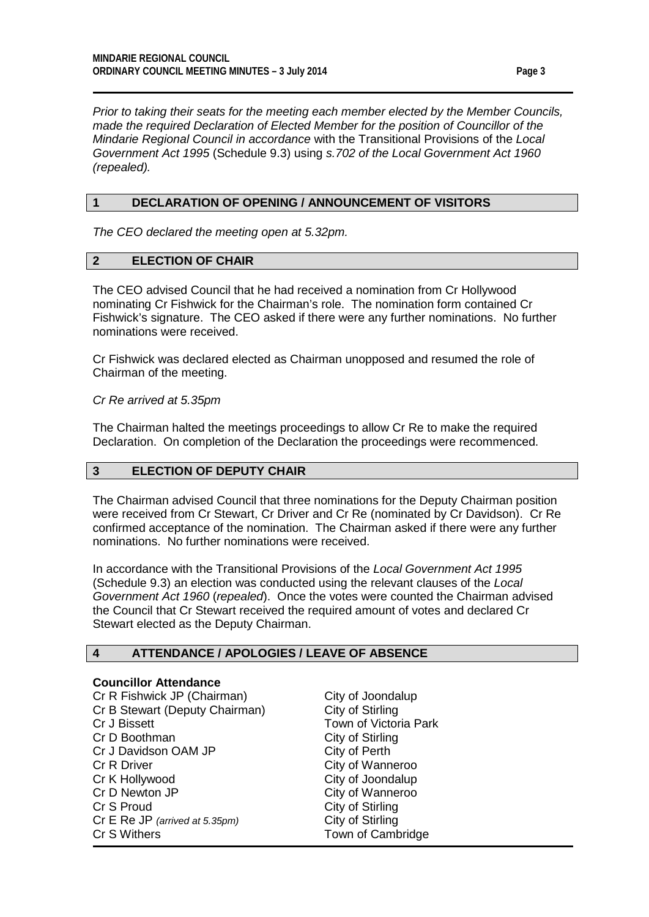*Prior to taking their seats for the meeting each member elected by the Member Councils, made the required Declaration of Elected Member for the position of Councillor of the Mindarie Regional Council in accordance* with the Transitional Provisions of the *Local Government Act 1995* (Schedule 9.3) using *s.702 of the Local Government Act 1960 (repealed).*

## 1 DECLARATION OF OPENING / ANNOUNCEMENT OF VISITORS

*The CEO declared the meeting open at 5.32pm.*

## 2 ELECTION OF CHAIR

The CEO advised Council that he had received a nomination from Cr Hollywood nominating Cr Fishwick for the Chairman's role. The nomination form contained Cr Fishwick's signature. The CEO asked if there were any further nominations. No further nominations were received.

Cr Fishwick was declared elected as Chairman unopposed and resumed the role of Chairman of the meeting.

*Cr Re arrived at 5.35pm*

The Chairman halted the meetings proceedings to allow Cr Re to make the required Declaration. On completion of the Declaration the proceedings were recommenced.

## 3 ELECTION OF DEPUTY CHAIR

The Chairman advised Council that three nominations for the Deputy Chairman position were received from Cr Stewart, Cr Driver and Cr Re (nominated by Cr Davidson). Cr Re confirmed acceptance of the nomination. The Chairman asked if there were any further nominations. No further nominations were received.

In accordance with the Transitional Provisions of the *Local Government Act 1995* (Schedule 9.3) an election was conducted using the relevant clauses of the *Local Government Act 1960* (*repealed*). Once the votes were counted the Chairman advised the Council that Cr Stewart received the required amount of votes and declared Cr Stewart elected as the Deputy Chairman.

## 4 ATTENDANCE / APOLOGIES / LEAVE OF ABSENCE

**Councillor Attendance**

| | |
|---|---|
| Cr R Fishwick JP (Chairman) | City of Joondalup |
| Cr B Stewart (Deputy Chairman) | City of Stirling |
| Cr J Bissett | Town of Victoria Park |
| Cr D Boothman | City of Stirling |
| Cr J Davidson OAM JP | City of Perth |
| Cr R Driver | City of Wanneroo |
| Cr K Hollywood | City of Joondalup |
| Cr D Newton JP | City of Wanneroo |
| Cr S Proud | City of Stirling |
| Cr E Re JP *(arrived at 5.35pm)* | City of Stirling |
| Cr S Withers | Town of Cambridge |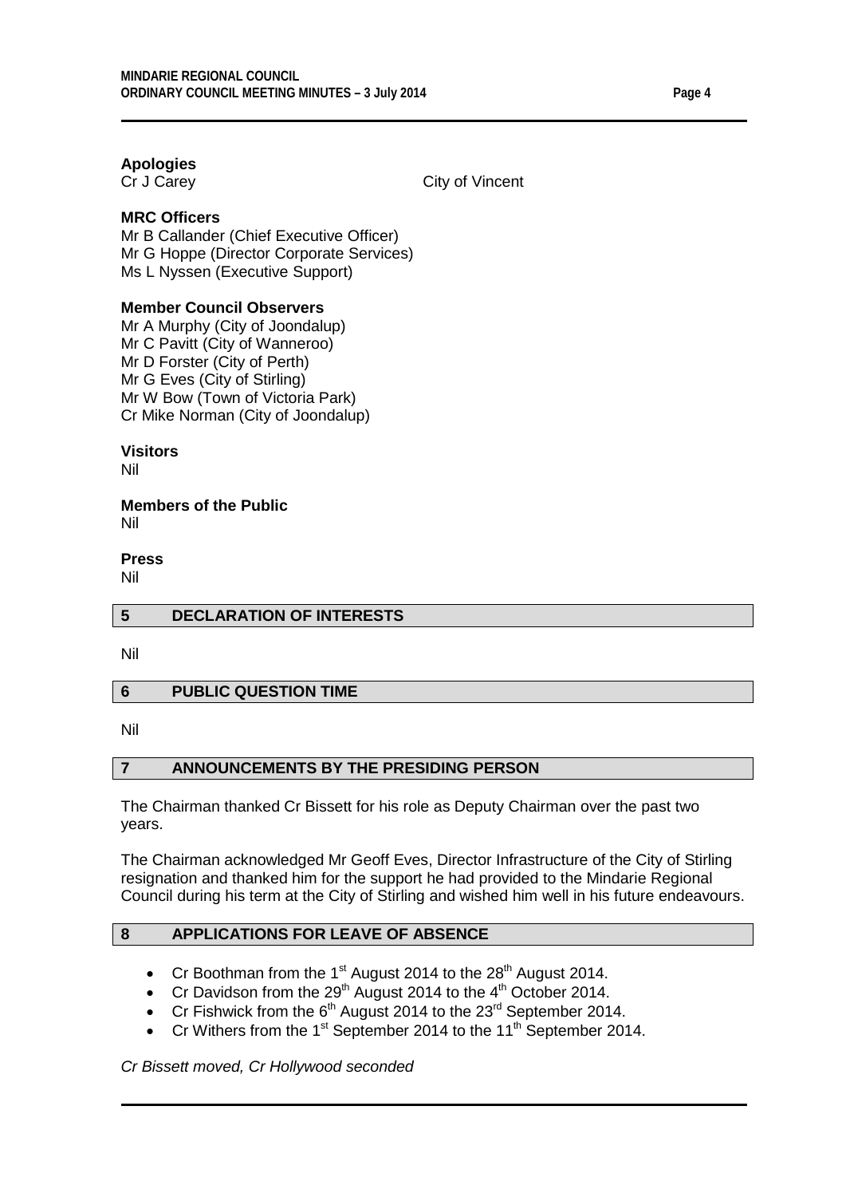**Apologies**

Cr J Carey City of Vincent

**MRC Officers**

Mr B Callander (Chief Executive Officer)
Mr G Hoppe (Director Corporate Services)
Ms L Nyssen (Executive Support)

**Member Council Observers**

Mr A Murphy (City of Joondalup)
Mr C Pavitt (City of Wanneroo)
Mr D Forster (City of Perth)
Mr G Eves (City of Stirling)
Mr W Bow (Town of Victoria Park)
Cr Mike Norman (City of Joondalup)

**Visitors**

Nil

**Members of the Public**

Nil

**Press**

Nil

## 5 DECLARATION OF INTERESTS

Nil

## 6 PUBLIC QUESTION TIME

Nil

## 7 ANNOUNCEMENTS BY THE PRESIDING PERSON

The Chairman thanked Cr Bissett for his role as Deputy Chairman over the past two years.

The Chairman acknowledged Mr Geoff Eves, Director Infrastructure of the City of Stirling resignation and thanked him for the support he had provided to the Mindarie Regional Council during his term at the City of Stirling and wished him well in his future endeavours.

## 8 APPLICATIONS FOR LEAVE OF ABSENCE

- Cr Boothman from the 1st August 2014 to the 28th August 2014.
- Cr Davidson from the 29th August 2014 to the 4th October 2014.
- Cr Fishwick from the 6th August 2014 to the 23rd September 2014.
- Cr Withers from the 1st September 2014 to the 11th September 2014.

*Cr Bissett moved, Cr Hollywood seconded*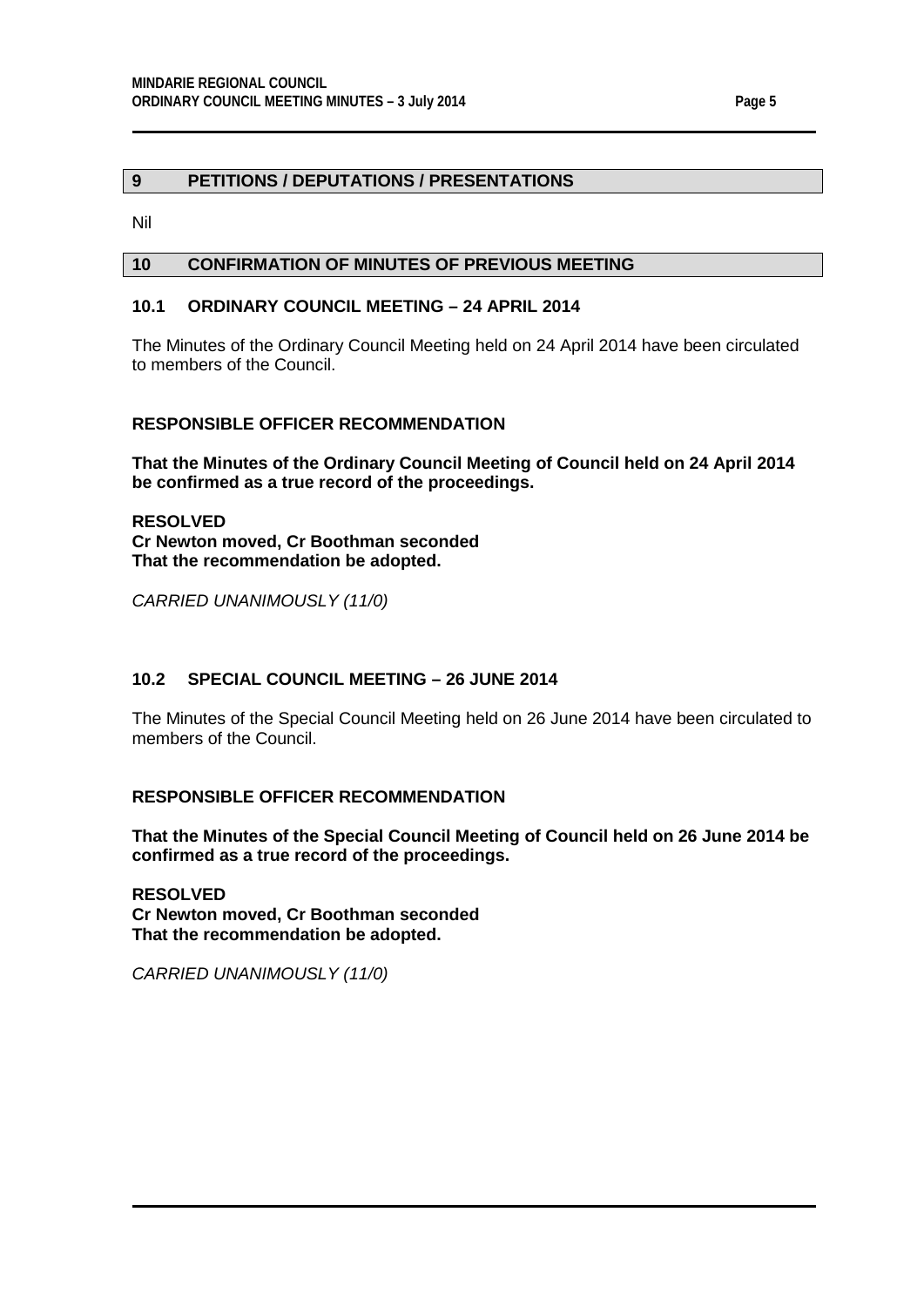## 9 PETITIONS / DEPUTATIONS / PRESENTATIONS

Nil

## 10 CONFIRMATION OF MINUTES OF PREVIOUS MEETING

### 10.1 ORDINARY COUNCIL MEETING – 24 APRIL 2014

The Minutes of the Ordinary Council Meeting held on 24 April 2014 have been circulated to members of the Council.

**RESPONSIBLE OFFICER RECOMMENDATION**

**That the Minutes of the Ordinary Council Meeting of Council held on 24 April 2014 be confirmed as a true record of the proceedings.**

**RESOLVED**
**Cr Newton moved, Cr Boothman seconded**
**That the recommendation be adopted.**

*CARRIED UNANIMOUSLY (11/0)*

### 10.2 SPECIAL COUNCIL MEETING – 26 JUNE 2014

The Minutes of the Special Council Meeting held on 26 June 2014 have been circulated to members of the Council.

**RESPONSIBLE OFFICER RECOMMENDATION**

**That the Minutes of the Special Council Meeting of Council held on 26 June 2014 be confirmed as a true record of the proceedings.**

**RESOLVED**
**Cr Newton moved, Cr Boothman seconded**
**That the recommendation be adopted.**

*CARRIED UNANIMOUSLY (11/0)*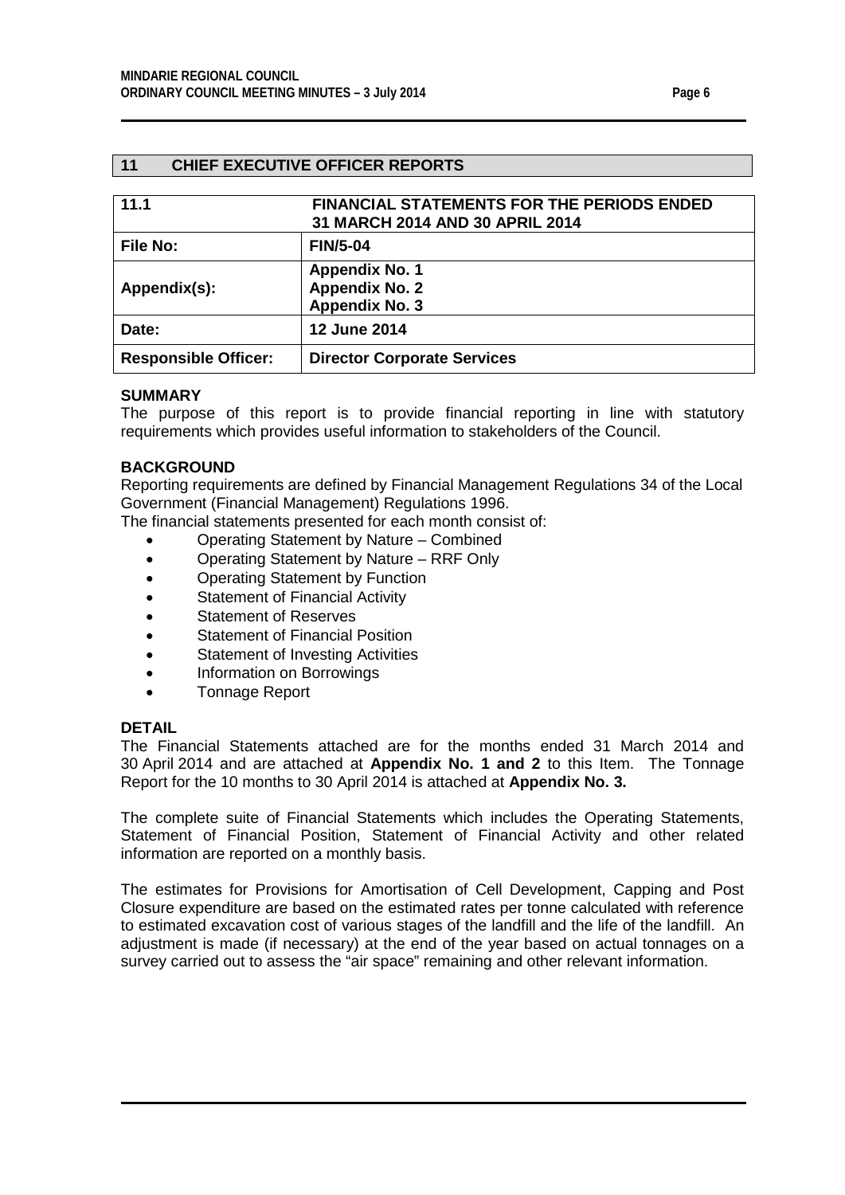## 11 CHIEF EXECUTIVE OFFICER REPORTS

| 11.1 | FINANCIAL STATEMENTS FOR THE PERIODS ENDED 31 MARCH 2014 AND 30 APRIL 2014 |
|---|---|
| **File No:** | **FIN/5-04** |
| **Appendix(s):** | **Appendix No. 1**<br>**Appendix No. 2**<br>**Appendix No. 3** |
| **Date:** | **12 June 2014** |
| **Responsible Officer:** | **Director Corporate Services** |

**SUMMARY**

The purpose of this report is to provide financial reporting in line with statutory requirements which provides useful information to stakeholders of the Council.

**BACKGROUND**

Reporting requirements are defined by Financial Management Regulations 34 of the Local Government (Financial Management) Regulations 1996.

The financial statements presented for each month consist of:

- Operating Statement by Nature – Combined
- Operating Statement by Nature – RRF Only
- Operating Statement by Function
- Statement of Financial Activity
- Statement of Reserves
- Statement of Financial Position
- Statement of Investing Activities
- Information on Borrowings
- Tonnage Report

**DETAIL**

The Financial Statements attached are for the months ended 31 March 2014 and 30 April 2014 and are attached at **Appendix No. 1 and 2** to this Item. The Tonnage Report for the 10 months to 30 April 2014 is attached at **Appendix No. 3.**

The complete suite of Financial Statements which includes the Operating Statements, Statement of Financial Position, Statement of Financial Activity and other related information are reported on a monthly basis.

The estimates for Provisions for Amortisation of Cell Development, Capping and Post Closure expenditure are based on the estimated rates per tonne calculated with reference to estimated excavation cost of various stages of the landfill and the life of the landfill. An adjustment is made (if necessary) at the end of the year based on actual tonnages on a survey carried out to assess the "air space" remaining and other relevant information.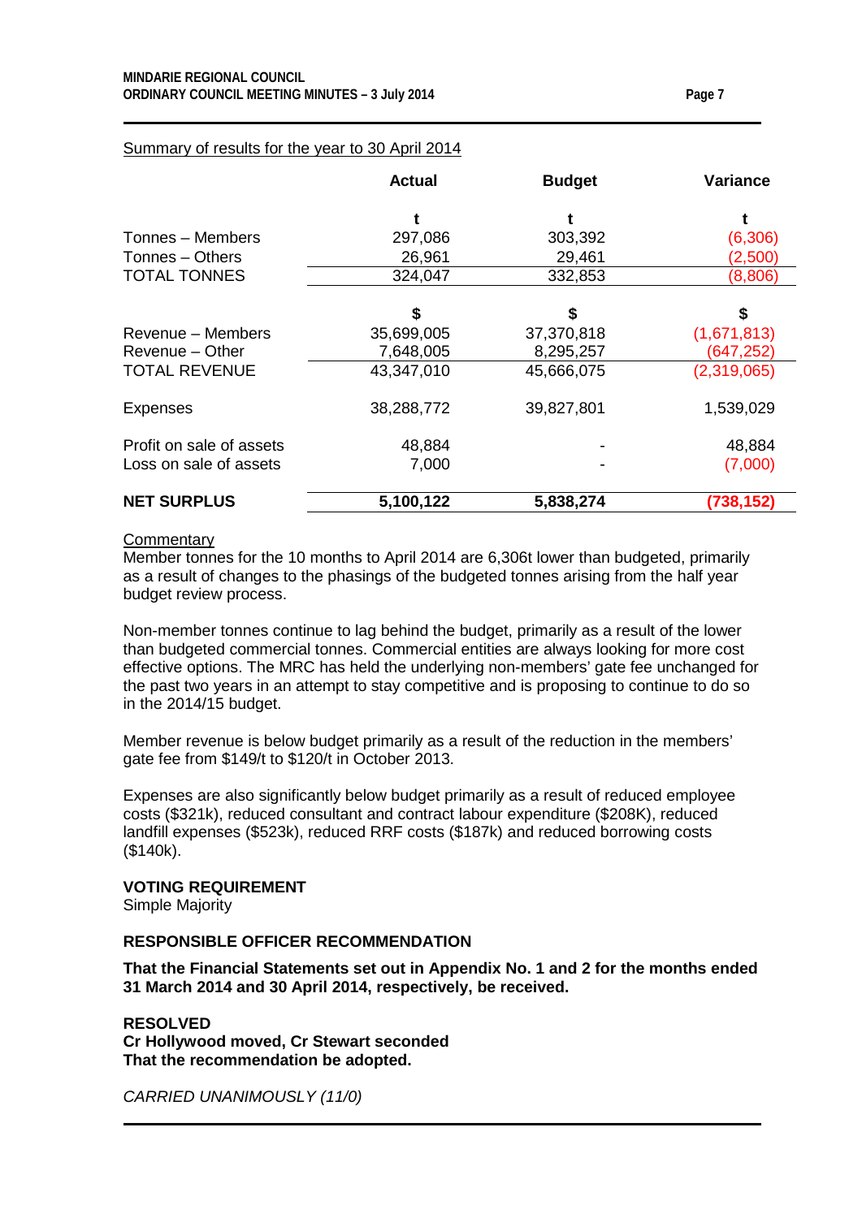Summary of results for the year to 30 April 2014

| | Actual | Budget | Variance |
|---|---|---|---|
| | t | t | t |
| Tonnes – Members | 297,086 | 303,392 | (6,306) |
| Tonnes – Others | 26,961 | 29,461 | (2,500) |
| TOTAL TONNES | 324,047 | 332,853 | (8,806) |
| | $ | $ | $ |
| Revenue – Members | 35,699,005 | 37,370,818 | (1,671,813) |
| Revenue – Other | 7,648,005 | 8,295,257 | (647,252) |
| TOTAL REVENUE | 43,347,010 | 45,666,075 | (2,319,065) |
| Expenses | 38,288,772 | 39,827,801 | 1,539,029 |
| Profit on sale of assets | 48,884 | - | 48,884 |
| Loss on sale of assets | 7,000 | - | (7,000) |
| **NET SURPLUS** | **5,100,122** | **5,838,274** | **(738,152)** |

Commentary

Member tonnes for the 10 months to April 2014 are 6,306t lower than budgeted, primarily as a result of changes to the phasings of the budgeted tonnes arising from the half year budget review process.

Non-member tonnes continue to lag behind the budget, primarily as a result of the lower than budgeted commercial tonnes. Commercial entities are always looking for more cost effective options. The MRC has held the underlying non-members' gate fee unchanged for the past two years in an attempt to stay competitive and is proposing to continue to do so in the 2014/15 budget.

Member revenue is below budget primarily as a result of the reduction in the members' gate fee from $149/t to $120/t in October 2013.

Expenses are also significantly below budget primarily as a result of reduced employee costs ($321k), reduced consultant and contract labour expenditure ($208K), reduced landfill expenses ($523k), reduced RRF costs ($187k) and reduced borrowing costs ($140k).

**VOTING REQUIREMENT**

Simple Majority

**RESPONSIBLE OFFICER RECOMMENDATION**

**That the Financial Statements set out in Appendix No. 1 and 2 for the months ended 31 March 2014 and 30 April 2014, respectively, be received.**

**RESOLVED**
**Cr Hollywood moved, Cr Stewart seconded**
**That the recommendation be adopted.**

*CARRIED UNANIMOUSLY (11/0)*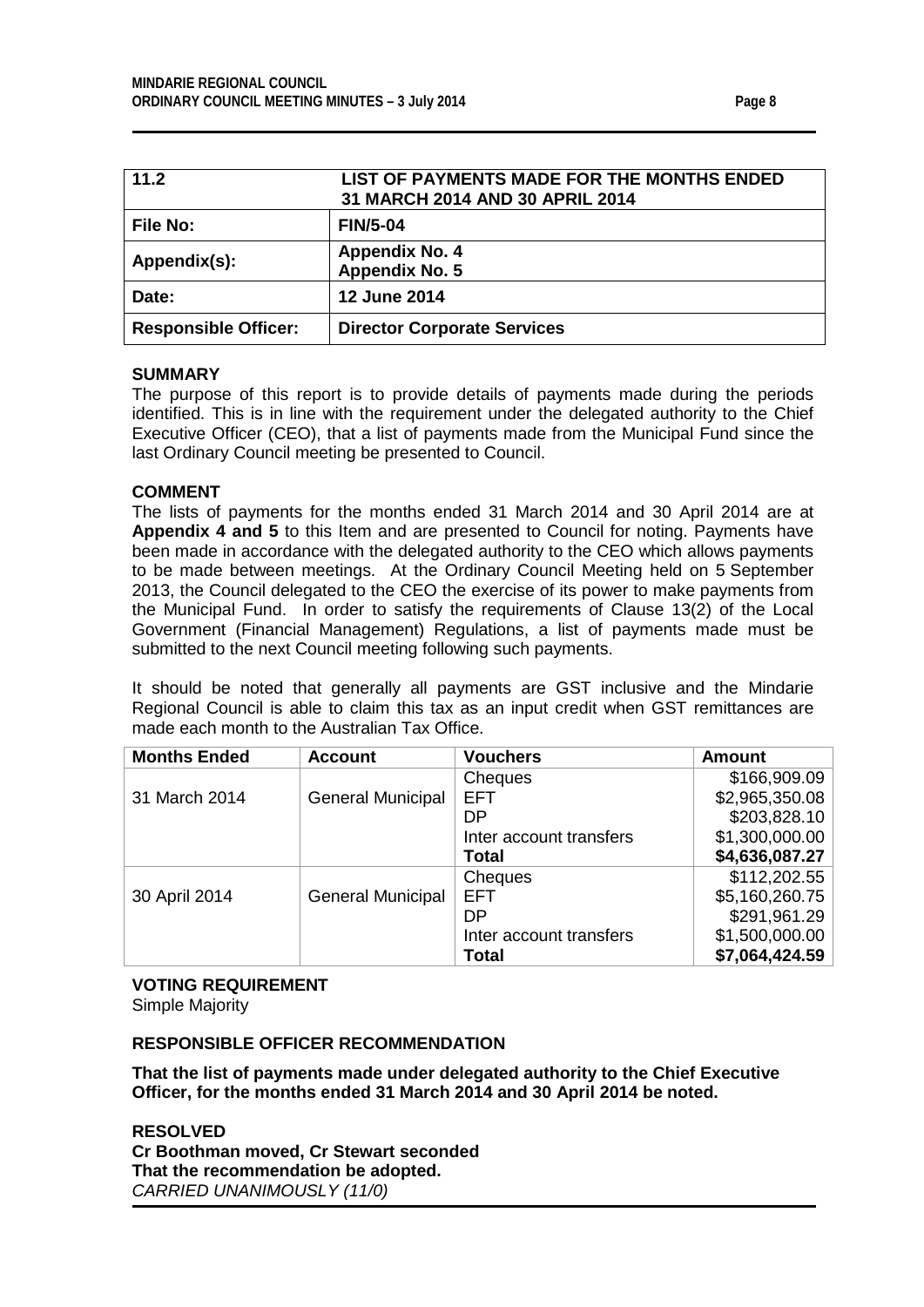| 11.2 | LIST OF PAYMENTS MADE FOR THE MONTHS ENDED 31 MARCH 2014 AND 30 APRIL 2014 |
|---|---|
| **File No:** | **FIN/5-04** |
| **Appendix(s):** | **Appendix No. 4**<br>**Appendix No. 5** |
| **Date:** | **12 June 2014** |
| **Responsible Officer:** | **Director Corporate Services** |

**SUMMARY**

The purpose of this report is to provide details of payments made during the periods identified. This is in line with the requirement under the delegated authority to the Chief Executive Officer (CEO), that a list of payments made from the Municipal Fund since the last Ordinary Council meeting be presented to Council.

**COMMENT**

The lists of payments for the months ended 31 March 2014 and 30 April 2014 are at **Appendix 4 and 5** to this Item and are presented to Council for noting. Payments have been made in accordance with the delegated authority to the CEO which allows payments to be made between meetings. At the Ordinary Council Meeting held on 5 September 2013, the Council delegated to the CEO the exercise of its power to make payments from the Municipal Fund. In order to satisfy the requirements of Clause 13(2) of the Local Government (Financial Management) Regulations, a list of payments made must be submitted to the next Council meeting following such payments.

It should be noted that generally all payments are GST inclusive and the Mindarie Regional Council is able to claim this tax as an input credit when GST remittances are made each month to the Australian Tax Office.

| Months Ended | Account | Vouchers | Amount |
|---|---|---|---|
| 31 March 2014 | General Municipal | Cheques | $166,909.09 |
| | | EFT | $2,965,350.08 |
| | | DP | $203,828.10 |
| | | Inter account transfers | $1,300,000.00 |
| | | **Total** | **$4,636,087.27** |
| 30 April 2014 | General Municipal | Cheques | $112,202.55 |
| | | EFT | $5,160,260.75 |
| | | DP | $291,961.29 |
| | | Inter account transfers | $1,500,000.00 |
| | | **Total** | **$7,064,424.59** |

**VOTING REQUIREMENT**

Simple Majority

**RESPONSIBLE OFFICER RECOMMENDATION**

**That the list of payments made under delegated authority to the Chief Executive Officer, for the months ended 31 March 2014 and 30 April 2014 be noted.**

**RESOLVED**
**Cr Boothman moved, Cr Stewart seconded**
**That the recommendation be adopted.**
*CARRIED UNANIMOUSLY (11/0)*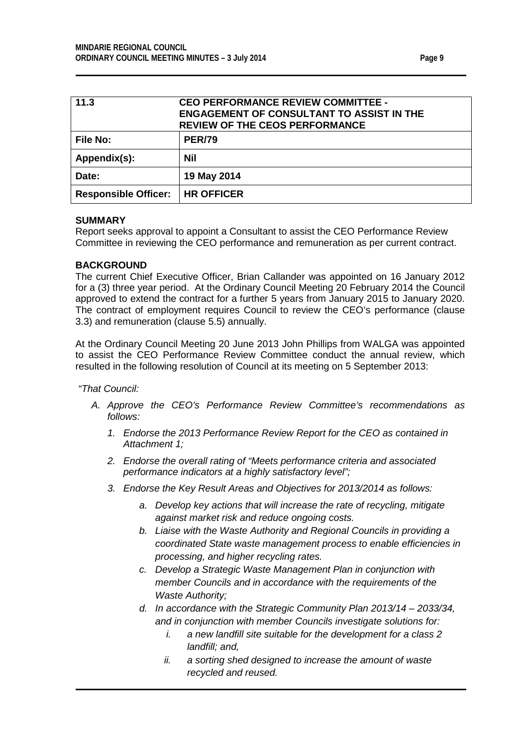| **11.3** | **CEO PERFORMANCE REVIEW COMMITTEE - ENGAGEMENT OF CONSULTANT TO ASSIST IN THE REVIEW OF THE CEOS PERFORMANCE** |
|---|---|
| **File No:** | **PER/79** |
| **Appendix(s):** | **Nil** |
| **Date:** | **19 May 2014** |
| **Responsible Officer:** | **HR OFFICER** |

**SUMMARY**

Report seeks approval to appoint a Consultant to assist the CEO Performance Review Committee in reviewing the CEO performance and remuneration as per current contract.

**BACKGROUND**

The current Chief Executive Officer, Brian Callander was appointed on 16 January 2012 for a (3) three year period. At the Ordinary Council Meeting 20 February 2014 the Council approved to extend the contract for a further 5 years from January 2015 to January 2020. The contract of employment requires Council to review the CEO's performance (clause 3.3) and remuneration (clause 5.5) annually.

At the Ordinary Council Meeting 20 June 2013 John Phillips from WALGA was appointed to assist the CEO Performance Review Committee conduct the annual review, which resulted in the following resolution of Council at its meeting on 5 September 2013:

*"That Council:*

*A. Approve the CEO's Performance Review Committee's recommendations as follows:*

*1. Endorse the 2013 Performance Review Report for the CEO as contained in Attachment 1;*

*2. Endorse the overall rating of "Meets performance criteria and associated performance indicators at a highly satisfactory level";*

*3. Endorse the Key Result Areas and Objectives for 2013/2014 as follows:*

*a. Develop key actions that will increase the rate of recycling, mitigate against market risk and reduce ongoing costs.*

*b. Liaise with the Waste Authority and Regional Councils in providing a coordinated State waste management process to enable efficiencies in processing, and higher recycling rates.*

*c. Develop a Strategic Waste Management Plan in conjunction with member Councils and in accordance with the requirements of the Waste Authority;*

*d. In accordance with the Strategic Community Plan 2013/14 – 2033/34, and in conjunction with member Councils investigate solutions for:*

*i. a new landfill site suitable for the development for a class 2 landfill; and,*

*ii. a sorting shed designed to increase the amount of waste recycled and reused.*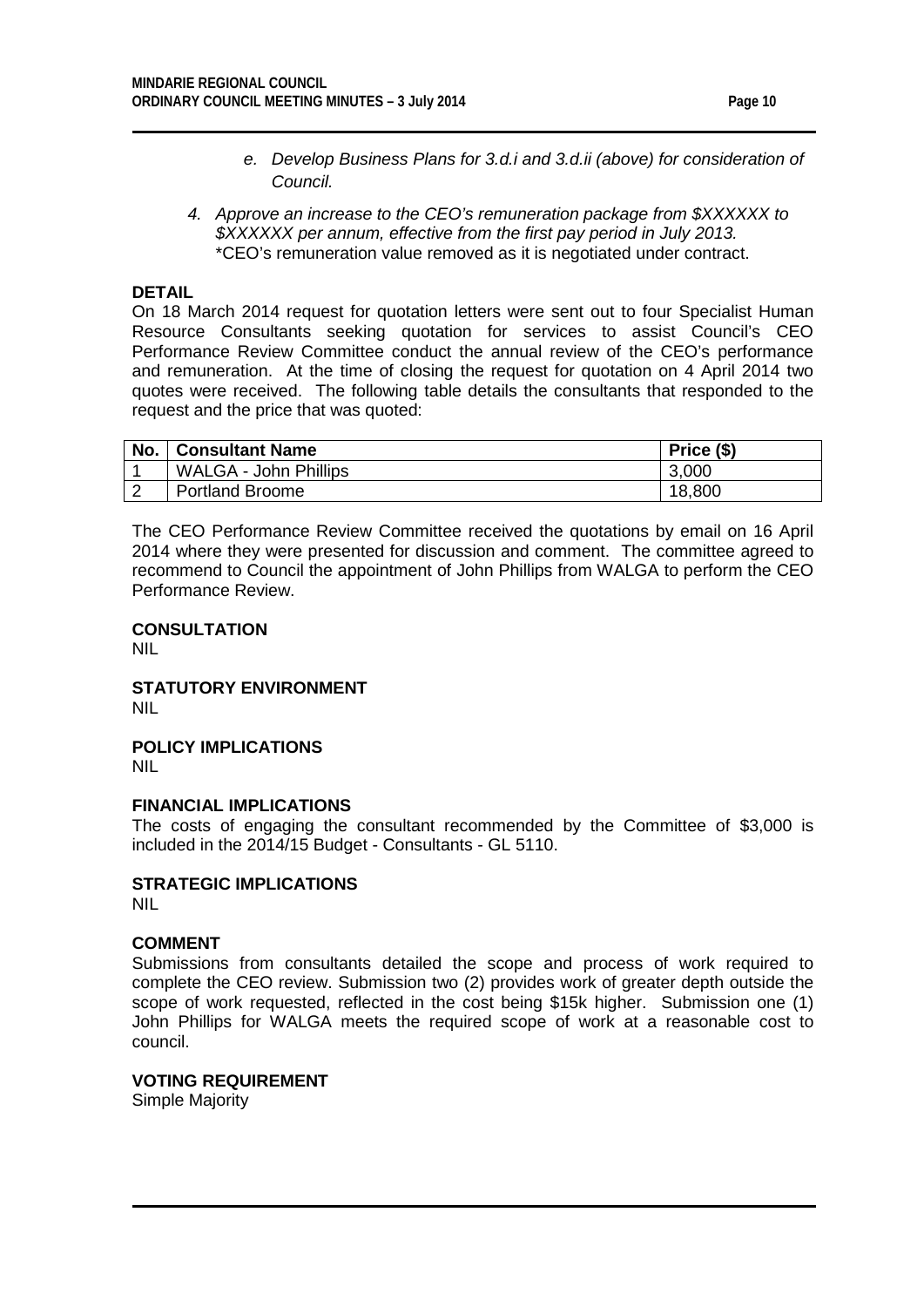*e. Develop Business Plans for 3.d.i and 3.d.ii (above) for consideration of Council.*

*4. Approve an increase to the CEO's remuneration package from $XXXXXX to $XXXXXX per annum, effective from the first pay period in July 2013.*
\*CEO's remuneration value removed as it is negotiated under contract.

**DETAIL**

On 18 March 2014 request for quotation letters were sent out to four Specialist Human Resource Consultants seeking quotation for services to assist Council's CEO Performance Review Committee conduct the annual review of the CEO's performance and remuneration. At the time of closing the request for quotation on 4 April 2014 two quotes were received. The following table details the consultants that responded to the request and the price that was quoted:

| No. | Consultant Name | Price ($) |
|---|---|---|
| 1 | WALGA - John Phillips | 3,000 |
| 2 | Portland Broome | 18,800 |

The CEO Performance Review Committee received the quotations by email on 16 April 2014 where they were presented for discussion and comment. The committee agreed to recommend to Council the appointment of John Phillips from WALGA to perform the CEO Performance Review.

**CONSULTATION**

NIL

**STATUTORY ENVIRONMENT**

NIL

**POLICY IMPLICATIONS**

NIL

**FINANCIAL IMPLICATIONS**

The costs of engaging the consultant recommended by the Committee of $3,000 is included in the 2014/15 Budget - Consultants - GL 5110.

**STRATEGIC IMPLICATIONS**

NIL

**COMMENT**

Submissions from consultants detailed the scope and process of work required to complete the CEO review. Submission two (2) provides work of greater depth outside the scope of work requested, reflected in the cost being $15k higher. Submission one (1) John Phillips for WALGA meets the required scope of work at a reasonable cost to council.

**VOTING REQUIREMENT**

Simple Majority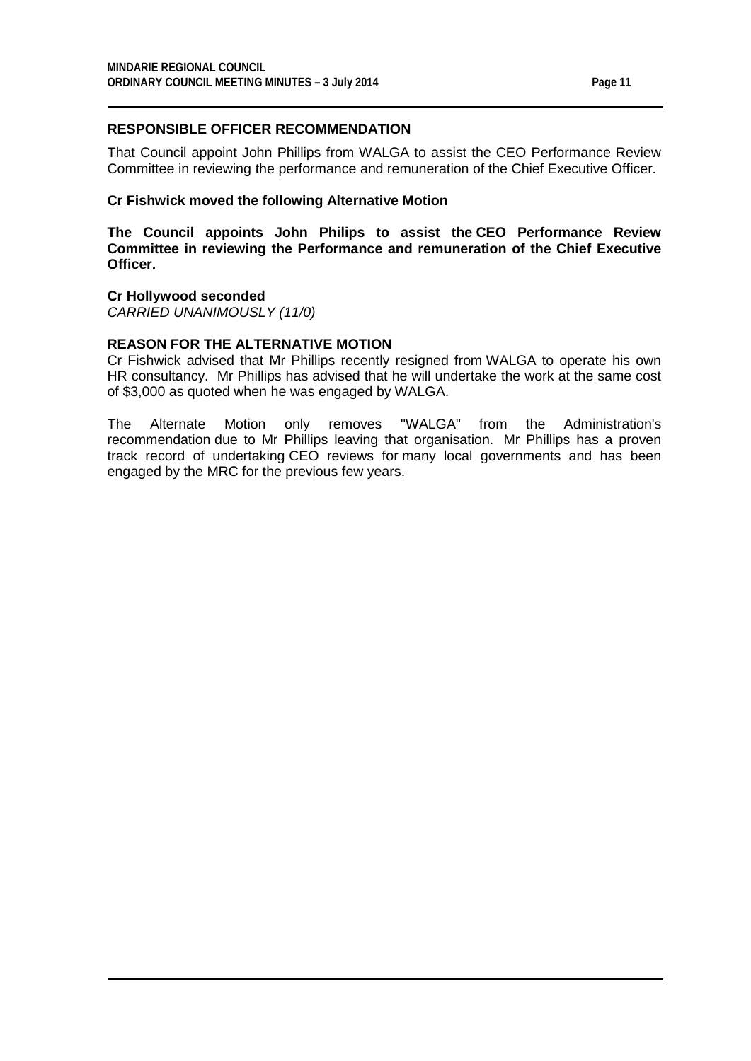### RESPONSIBLE OFFICER RECOMMENDATION

That Council appoint John Phillips from WALGA to assist the CEO Performance Review Committee in reviewing the performance and remuneration of the Chief Executive Officer.

**Cr Fishwick moved the following Alternative Motion**

**The Council appoints John Philips to assist the CEO Performance Review Committee in reviewing the Performance and remuneration of the Chief Executive Officer.**

**Cr Hollywood seconded**
*CARRIED UNANIMOUSLY (11/0)*

### REASON FOR THE ALTERNATIVE MOTION

Cr Fishwick advised that Mr Phillips recently resigned from WALGA to operate his own HR consultancy. Mr Phillips has advised that he will undertake the work at the same cost of $3,000 as quoted when he was engaged by WALGA.

The Alternate Motion only removes "WALGA" from the Administration's recommendation due to Mr Phillips leaving that organisation. Mr Phillips has a proven track record of undertaking CEO reviews for many local governments and has been engaged by the MRC for the previous few years.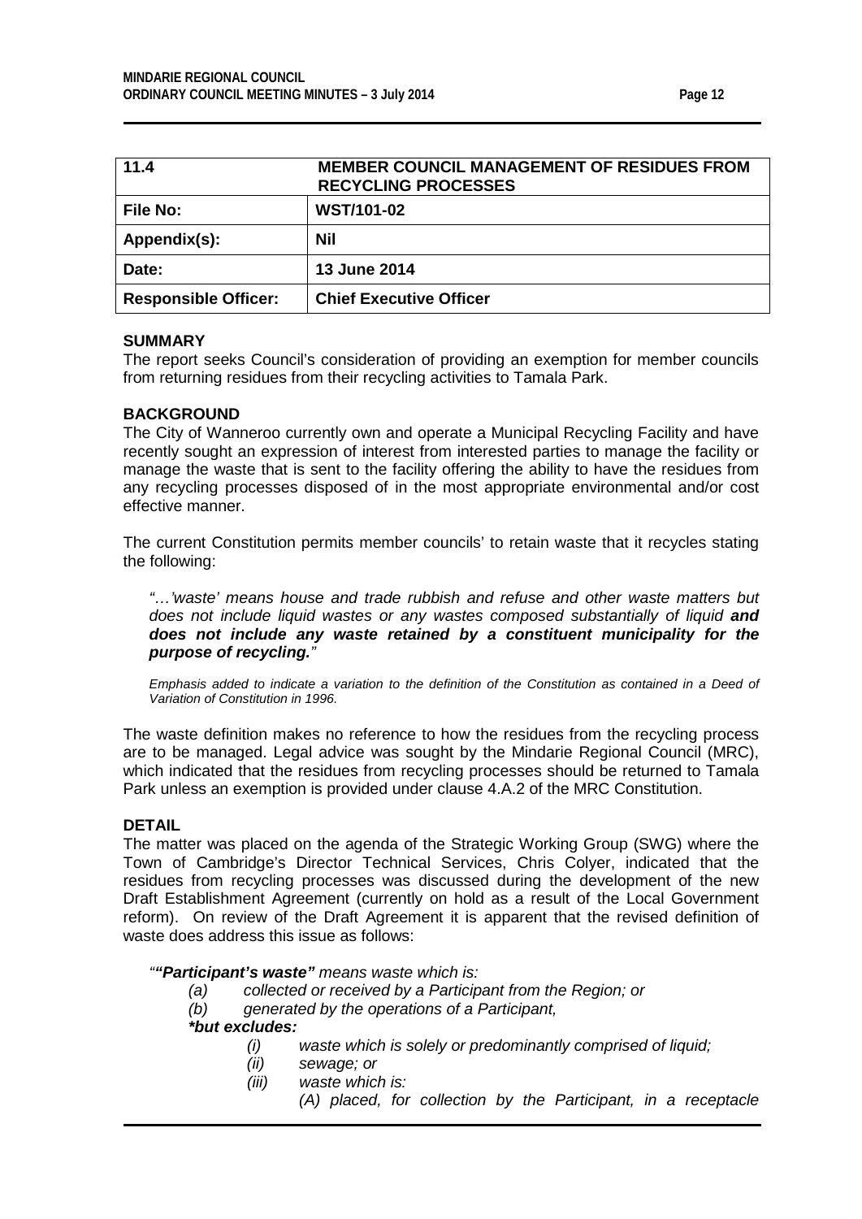| 11.4 | MEMBER COUNCIL MANAGEMENT OF RESIDUES FROM RECYCLING PROCESSES |
|---|---|
| **File No:** | **WST/101-02** |
| **Appendix(s):** | **Nil** |
| **Date:** | **13 June 2014** |
| **Responsible Officer:** | **Chief Executive Officer** |

**SUMMARY**

The report seeks Council's consideration of providing an exemption for member councils from returning residues from their recycling activities to Tamala Park.

**BACKGROUND**

The City of Wanneroo currently own and operate a Municipal Recycling Facility and have recently sought an expression of interest from interested parties to manage the facility or manage the waste that is sent to the facility offering the ability to have the residues from any recycling processes disposed of in the most appropriate environmental and/or cost effective manner.

The current Constitution permits member councils' to retain waste that it recycles stating the following:

> *"…'waste' means house and trade rubbish and refuse and other waste matters but does not include liquid wastes or any wastes composed substantially of liquid **and does not include any waste retained by a constituent municipality for the purpose of recycling.**"*

*Emphasis added to indicate a variation to the definition of the Constitution as contained in a Deed of Variation of Constitution in 1996.*

The waste definition makes no reference to how the residues from the recycling process are to be managed. Legal advice was sought by the Mindarie Regional Council (MRC), which indicated that the residues from recycling processes should be returned to Tamala Park unless an exemption is provided under clause 4.A.2 of the MRC Constitution.

**DETAIL**

The matter was placed on the agenda of the Strategic Working Group (SWG) where the Town of Cambridge's Director Technical Services, Chris Colyer, indicated that the residues from recycling processes was discussed during the development of the new Draft Establishment Agreement (currently on hold as a result of the Local Government reform). On review of the Draft Agreement it is apparent that the revised definition of waste does address this issue as follows:

*"**"Participant's waste"** means waste which is:*

- *(a) collected or received by a Participant from the Region; or*
- *(b) generated by the operations of a Participant,*

***but excludes:***

- *(i) waste which is solely or predominantly comprised of liquid;*
- *(ii) sewage; or*
- *(iii) waste which is:*
  - *(A) placed, for collection by the Participant, in a receptacle*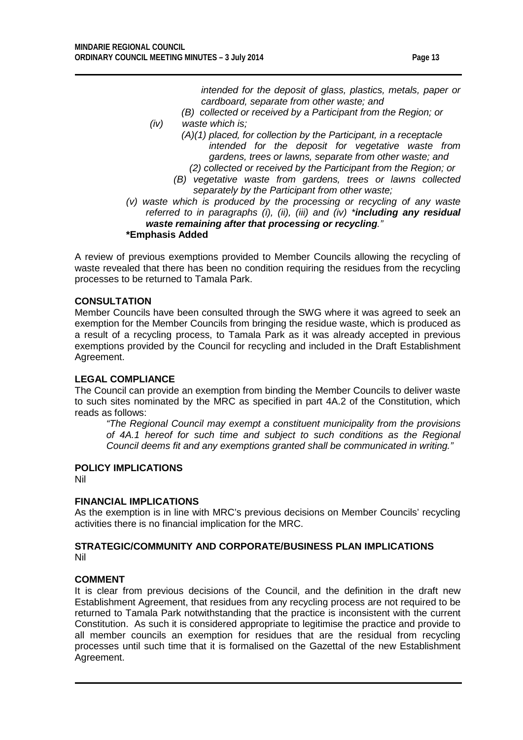*intended for the deposit of glass, plastics, metals, paper or cardboard, separate from other waste; and*

*(B) collected or received by a Participant from the Region; or*

*(iv) waste which is;*

*(A)(1) placed, for collection by the Participant, in a receptacle intended for the deposit for vegetative waste from gardens, trees or lawns, separate from other waste; and*

*(2) collected or received by the Participant from the Region; or*

*(B) vegetative waste from gardens, trees or lawns collected separately by the Participant from other waste;*

*(v) waste which is produced by the processing or recycling of any waste referred to in paragraphs (i), (ii), (iii) and (iv) \****including any residual waste remaining after that processing or recycling****."*

**\*Emphasis Added**

A review of previous exemptions provided to Member Councils allowing the recycling of waste revealed that there has been no condition requiring the residues from the recycling processes to be returned to Tamala Park.

### CONSULTATION

Member Councils have been consulted through the SWG where it was agreed to seek an exemption for the Member Councils from bringing the residue waste, which is produced as a result of a recycling process, to Tamala Park as it was already accepted in previous exemptions provided by the Council for recycling and included in the Draft Establishment Agreement.

### LEGAL COMPLIANCE

The Council can provide an exemption from binding the Member Councils to deliver waste to such sites nominated by the MRC as specified in part 4A.2 of the Constitution, which reads as follows:

> *"The Regional Council may exempt a constituent municipality from the provisions of 4A.1 hereof for such time and subject to such conditions as the Regional Council deems fit and any exemptions granted shall be communicated in writing."*

### POLICY IMPLICATIONS

Nil

### FINANCIAL IMPLICATIONS

As the exemption is in line with MRC's previous decisions on Member Councils' recycling activities there is no financial implication for the MRC.

### STRATEGIC/COMMUNITY AND CORPORATE/BUSINESS PLAN IMPLICATIONS

Nil

### COMMENT

It is clear from previous decisions of the Council, and the definition in the draft new Establishment Agreement, that residues from any recycling process are not required to be returned to Tamala Park notwithstanding that the practice is inconsistent with the current Constitution. As such it is considered appropriate to legitimise the practice and provide to all member councils an exemption for residues that are the residual from recycling processes until such time that it is formalised on the Gazettal of the new Establishment Agreement.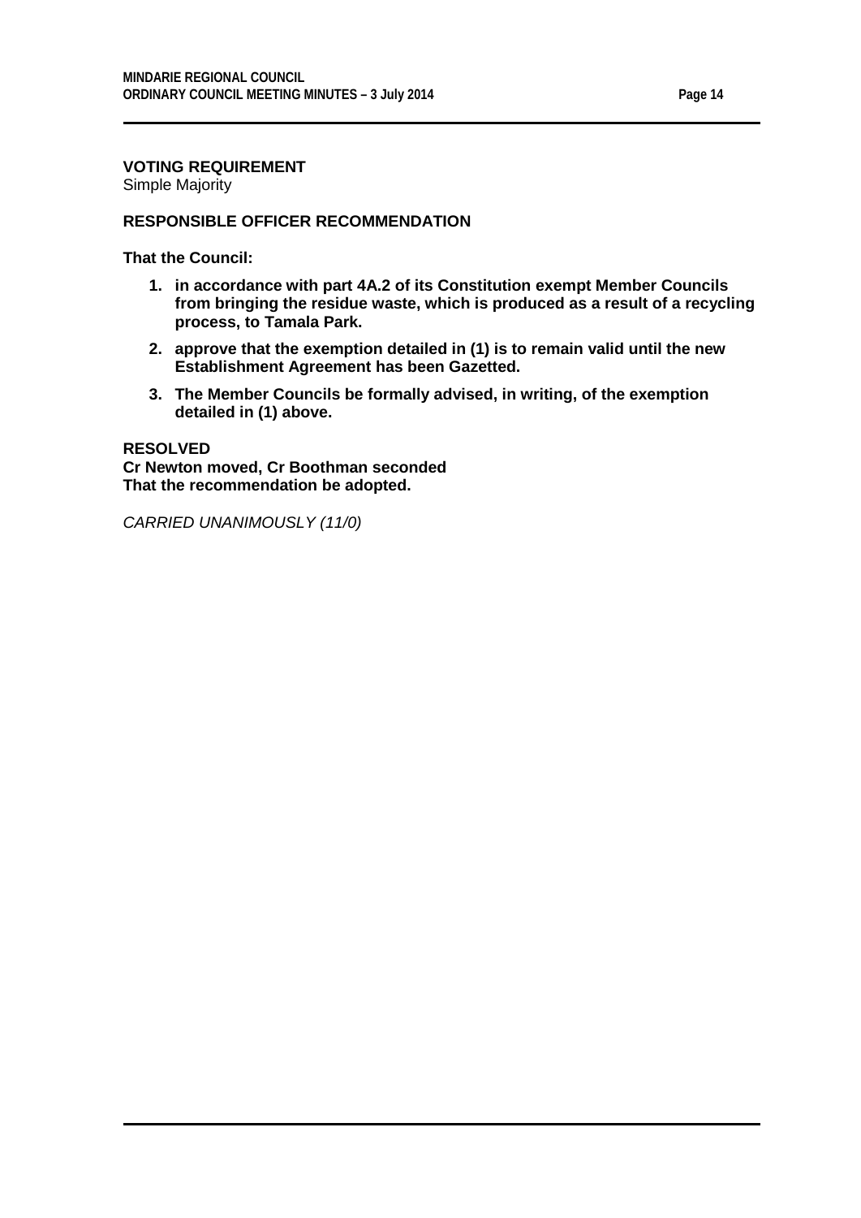**VOTING REQUIREMENT**
Simple Majority

**RESPONSIBLE OFFICER RECOMMENDATION**

**That the Council:**

1. **in accordance with part 4A.2 of its Constitution exempt Member Councils from bringing the residue waste, which is produced as a result of a recycling process, to Tamala Park.**
2. **approve that the exemption detailed in (1) is to remain valid until the new Establishment Agreement has been Gazetted.**
3. **The Member Councils be formally advised, in writing, of the exemption detailed in (1) above.**

**RESOLVED**
**Cr Newton moved, Cr Boothman seconded**
**That the recommendation be adopted.**

*CARRIED UNANIMOUSLY (11/0)*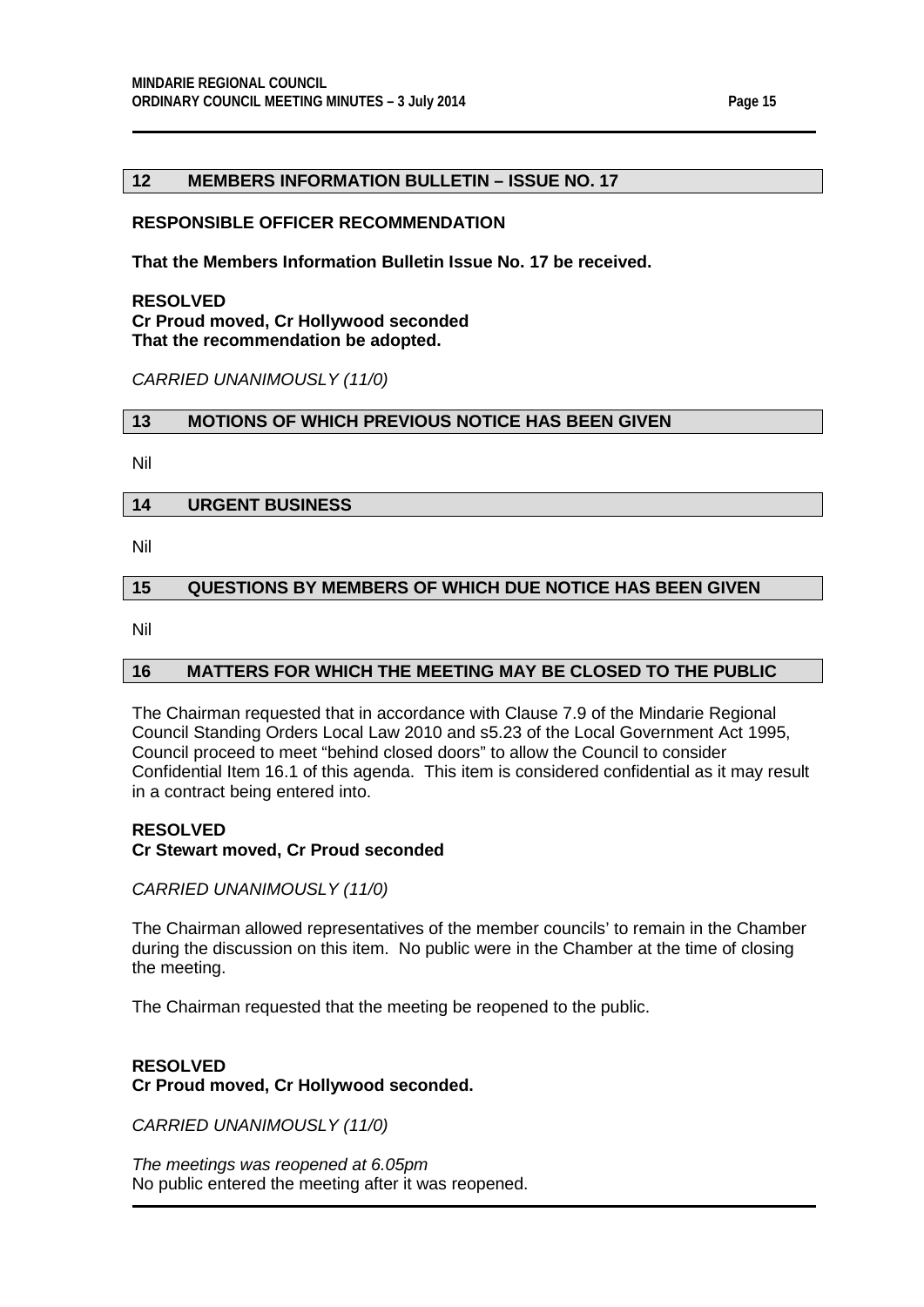## 12 MEMBERS INFORMATION BULLETIN – ISSUE NO. 17

**RESPONSIBLE OFFICER RECOMMENDATION**

**That the Members Information Bulletin Issue No. 17 be received.**

**RESOLVED**
**Cr Proud moved, Cr Hollywood seconded**
**That the recommendation be adopted.**

*CARRIED UNANIMOUSLY (11/0)*

## 13 MOTIONS OF WHICH PREVIOUS NOTICE HAS BEEN GIVEN

Nil

## 14 URGENT BUSINESS

Nil

## 15 QUESTIONS BY MEMBERS OF WHICH DUE NOTICE HAS BEEN GIVEN

Nil

## 16 MATTERS FOR WHICH THE MEETING MAY BE CLOSED TO THE PUBLIC

The Chairman requested that in accordance with Clause 7.9 of the Mindarie Regional Council Standing Orders Local Law 2010 and s5.23 of the Local Government Act 1995, Council proceed to meet "behind closed doors" to allow the Council to consider Confidential Item 16.1 of this agenda. This item is considered confidential as it may result in a contract being entered into.

**RESOLVED**
**Cr Stewart moved, Cr Proud seconded**

*CARRIED UNANIMOUSLY (11/0)*

The Chairman allowed representatives of the member councils' to remain in the Chamber during the discussion on this item. No public were in the Chamber at the time of closing the meeting.

The Chairman requested that the meeting be reopened to the public.

**RESOLVED**
**Cr Proud moved, Cr Hollywood seconded.**

*CARRIED UNANIMOUSLY (11/0)*

*The meetings was reopened at 6.05pm*
No public entered the meeting after it was reopened.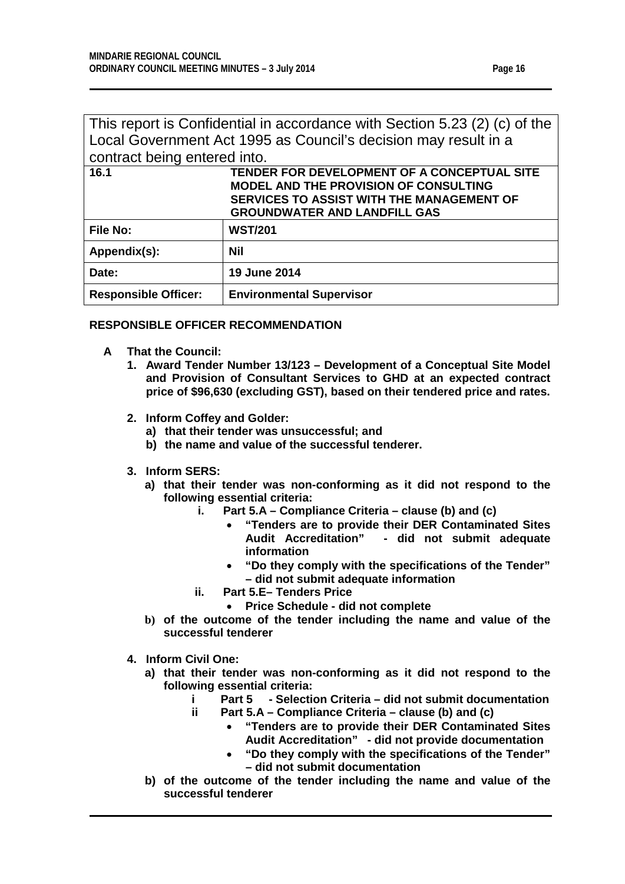This report is Confidential in accordance with Section 5.23 (2) (c) of the Local Government Act 1995 as Council's decision may result in a contract being entered into.

| **16.1** | **TENDER FOR DEVELOPMENT OF A CONCEPTUAL SITE MODEL AND THE PROVISION OF CONSULTING SERVICES TO ASSIST WITH THE MANAGEMENT OF GROUNDWATER AND LANDFILL GAS** |
|---|---|
| **File No:** | **WST/201** |
| **Appendix(s):** | **Nil** |
| **Date:** | **19 June 2014** |
| **Responsible Officer:** | **Environmental Supervisor** |

**RESPONSIBLE OFFICER RECOMMENDATION**

**A That the Council:**

1. **Award Tender Number 13/123 – Development of a Conceptual Site Model and Provision of Consultant Services to GHD at an expected contract price of $96,630 (excluding GST), based on their tendered price and rates.**

2. **Inform Coffey and Golder:**
   a) **that their tender was unsuccessful; and**
   b) **the name and value of the successful tenderer.**

3. **Inform SERS:**
   a) **that their tender was non-conforming as it did not respond to the following essential criteria:**
      i. **Part 5.A – Compliance Criteria – clause (b) and (c)**
         - **"Tenders are to provide their DER Contaminated Sites Audit Accreditation" - did not submit adequate information**
         - **"Do they comply with the specifications of the Tender" – did not submit adequate information**

      ii. **Part 5.E– Tenders Price**
         - **Price Schedule - did not complete**

   b) **of the outcome of the tender including the name and value of the successful tenderer**

4. **Inform Civil One:**
   a) **that their tender was non-conforming as it did not respond to the following essential criteria:**
      i **Part 5 - Selection Criteria – did not submit documentation**

      ii **Part 5.A – Compliance Criteria – clause (b) and (c)**
         - **"Tenders are to provide their DER Contaminated Sites Audit Accreditation" - did not provide documentation**
         - **"Do they comply with the specifications of the Tender" – did not submit documentation**

   b) **of the outcome of the tender including the name and value of the successful tenderer**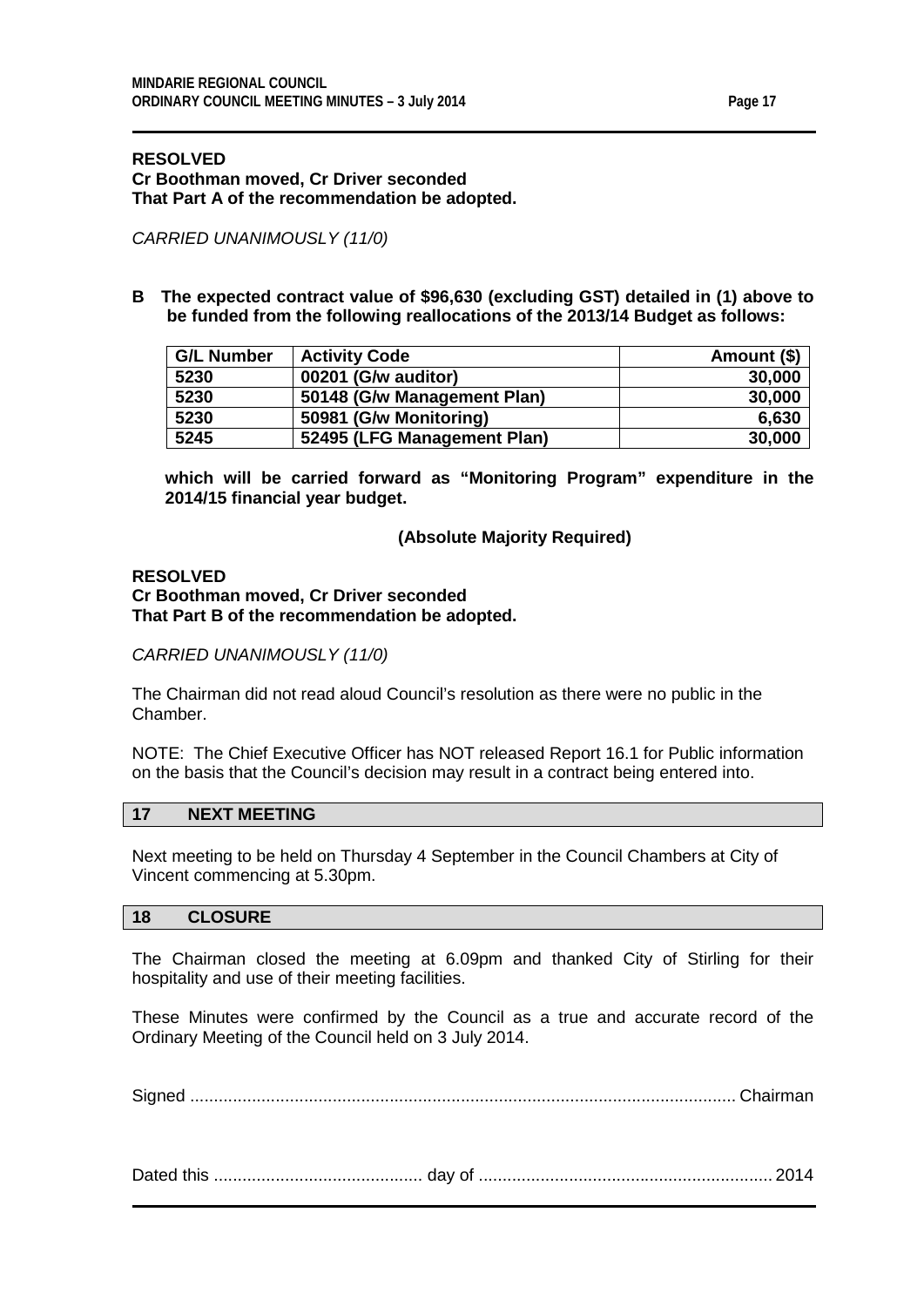**RESOLVED**
**Cr Boothman moved, Cr Driver seconded**
**That Part A of the recommendation be adopted.**

*CARRIED UNANIMOUSLY (11/0)*

**B The expected contract value of $96,630 (excluding GST) detailed in (1) above to be funded from the following reallocations of the 2013/14 Budget as follows:**

| G/L Number | Activity Code | Amount ($) |
|---|---|---|
| 5230 | 00201 (G/w auditor) | 30,000 |
| 5230 | 50148 (G/w Management Plan) | 30,000 |
| 5230 | 50981 (G/w Monitoring) | 6,630 |
| 5245 | 52495 (LFG Management Plan) | 30,000 |

**which will be carried forward as "Monitoring Program" expenditure in the 2014/15 financial year budget.**

**(Absolute Majority Required)**

**RESOLVED**
**Cr Boothman moved, Cr Driver seconded**
**That Part B of the recommendation be adopted.**

*CARRIED UNANIMOUSLY (11/0)*

The Chairman did not read aloud Council's resolution as there were no public in the Chamber.

NOTE: The Chief Executive Officer has NOT released Report 16.1 for Public information on the basis that the Council's decision may result in a contract being entered into.

## 17 NEXT MEETING

Next meeting to be held on Thursday 4 September in the Council Chambers at City of Vincent commencing at 5.30pm.

## 18 CLOSURE

The Chairman closed the meeting at 6.09pm and thanked City of Stirling for their hospitality and use of their meeting facilities.

These Minutes were confirmed by the Council as a true and accurate record of the Ordinary Meeting of the Council held on 3 July 2014.

Signed .................................................................................................................. Chairman

Dated this ........................................... day of ............................................................. 2014